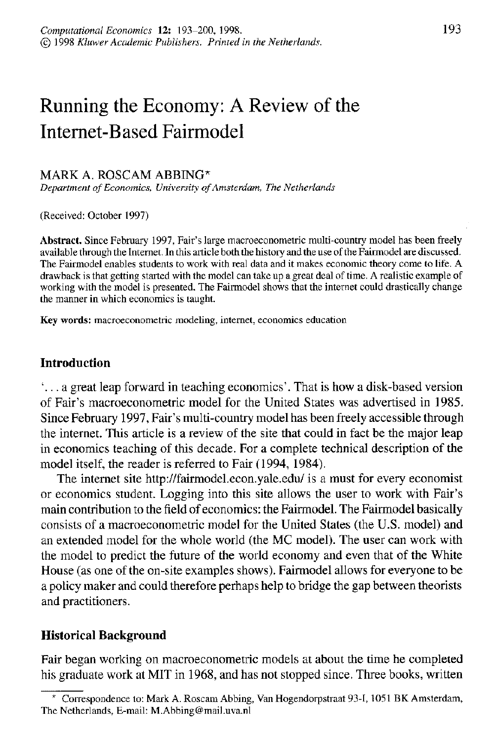# Running the Economy: A Review of the Internet-Based Fairmodel

MARK A. ROSCAM ABBING*

*Department of Economics, University of Amsterdam, The Netherlands*

(Received: October 1997)

**Abstract.** Since February 1997, Fair's large macroeconometric multi-country model has been freely available through the Internet. In this article both the history and the use of the Fairmodel are discussed. The Fairmodel enables students to work with real data and it makes economic theory come to life. A drawback is that getting started with the model can take up a great deal of time. A realistic example of working with the model is presented. The Fairmodel shows that the internet could drastically change the manner in which economics is taught.

**Key words:** macroeconometric modeling, internet, economics education

## Introduction

'. . . a great leap forward in teaching economics'. That is how a disk-based version of Fair's macroeconometric model for the United States was advertised in 1985. Since February 1997, Fair's multi-country model has been freely accessible through the internet. This article is a review of the site that could in fact be the major leap in economics teaching of this decade. For a complete technical description of the model itself, the reader is referred to Fair (1994, 1984).

The internet site http://fairmodel.econ.yale.edu/ is a must for every economist or economics student. Logging into this site allows the user to work with Fair's main contribution to the field of economics: the Fairmodel. The Fairmodel basically consists of a macroeconometric model for the United States (the U.S. model) and an extended model for the whole world (the MC model). The user can work with the model to predict the future of the world economy and even that of the White House (as one of the on-site examples shows). Fairmodel allows for everyone to be a policy maker and could therefore perhaps help to bridge the gap between theorists and practitioners.

## Historical Background

Fair began working on macroeconometric models at about the time he completed his graduate work at MIT in 1968, and has not stopped since. Three books, written

---

* Correspondence to: Mark A. Roscam Abbing, Van Hogendorpstraat 93-I, 1051 BK Amsterdam, The Netherlands, E-mail: M.Abbing@mail.uva.nl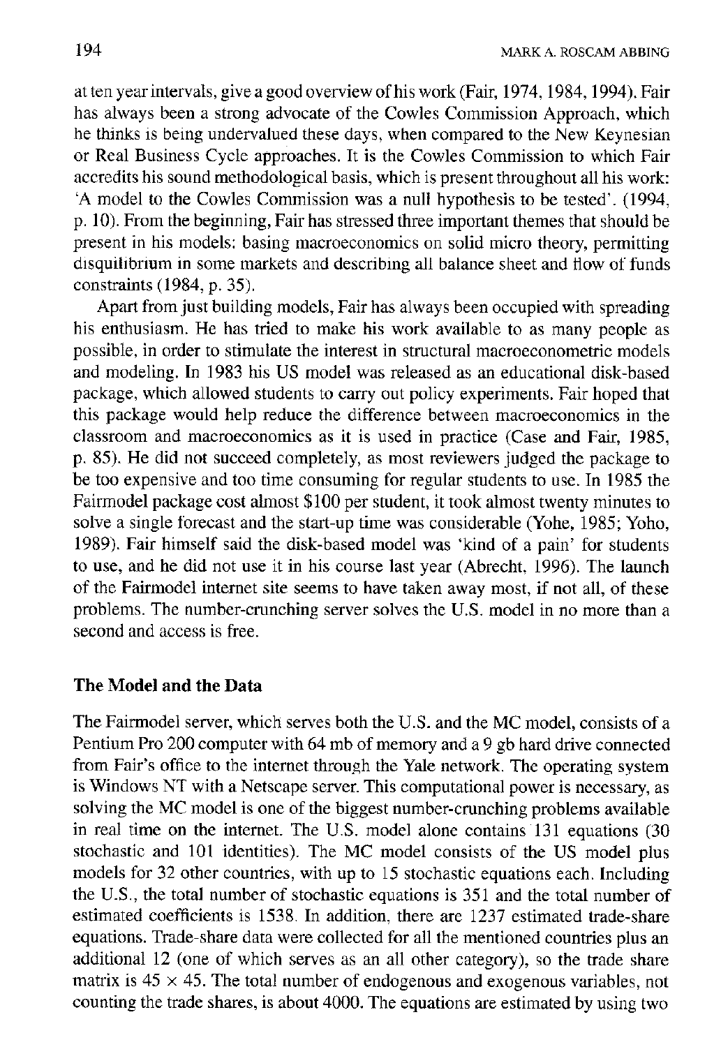at ten year intervals, give a good overview of his work (Fair, 1974, 1984, 1994). Fair has always been a strong advocate of the Cowles Commission Approach, which he thinks is being undervalued these days, when compared to the New Keynesian or Real Business Cycle approaches. It is the Cowles Commission to which Fair accredits his sound methodological basis, which is present throughout all his work: 'A model to the Cowles Commission was a null hypothesis to be tested'. (1994, p. 10). From the beginning, Fair has stressed three important themes that should be present in his models: basing macroeconomics on solid micro theory, permitting disquilibrium in some markets and describing all balance sheet and flow of funds constraints (1984, p. 35).

Apart from just building models, Fair has always been occupied with spreading his enthusiasm. He has tried to make his work available to as many people as possible, in order to stimulate the interest in structural macroeconometric models and modeling. In 1983 his US model was released as an educational disk-based package, which allowed students to carry out policy experiments. Fair hoped that this package would help reduce the difference between macroeconomics in the classroom and macroeconomics as it is used in practice (Case and Fair, 1985, p. 85). He did not succeed completely, as most reviewers judged the package to be too expensive and too time consuming for regular students to use. In 1985 the Fairmodel package cost almost $100 per student, it took almost twenty minutes to solve a single forecast and the start-up time was considerable (Yohe, 1985; Yoho, 1989). Fair himself said the disk-based model was 'kind of a pain' for students to use, and he did not use it in his course last year (Abrecht, 1996). The launch of the Fairmodel internet site seems to have taken away most, if not all, of these problems. The number-crunching server solves the U.S. model in no more than a second and access is free.

## The Model and the Data

The Fairmodel server, which serves both the U.S. and the MC model, consists of a Pentium Pro 200 computer with 64 mb of memory and a 9 gb hard drive connected from Fair's office to the internet through the Yale network. The operating system is Windows NT with a Netscape server. This computational power is necessary, as solving the MC model is one of the biggest number-crunching problems available in real time on the internet. The U.S. model alone contains 131 equations (30 stochastic and 101 identities). The MC model consists of the US model plus models for 32 other countries, with up to 15 stochastic equations each. Including the U.S., the total number of stochastic equations is 351 and the total number of estimated coefficients is 1538. In addition, there are 1237 estimated trade-share equations. Trade-share data were collected for all the mentioned countries plus an additional 12 (one of which serves as an all other category), so the trade share matrix is 45 × 45. The total number of endogenous and exogenous variables, not counting the trade shares, is about 4000. The equations are estimated by using two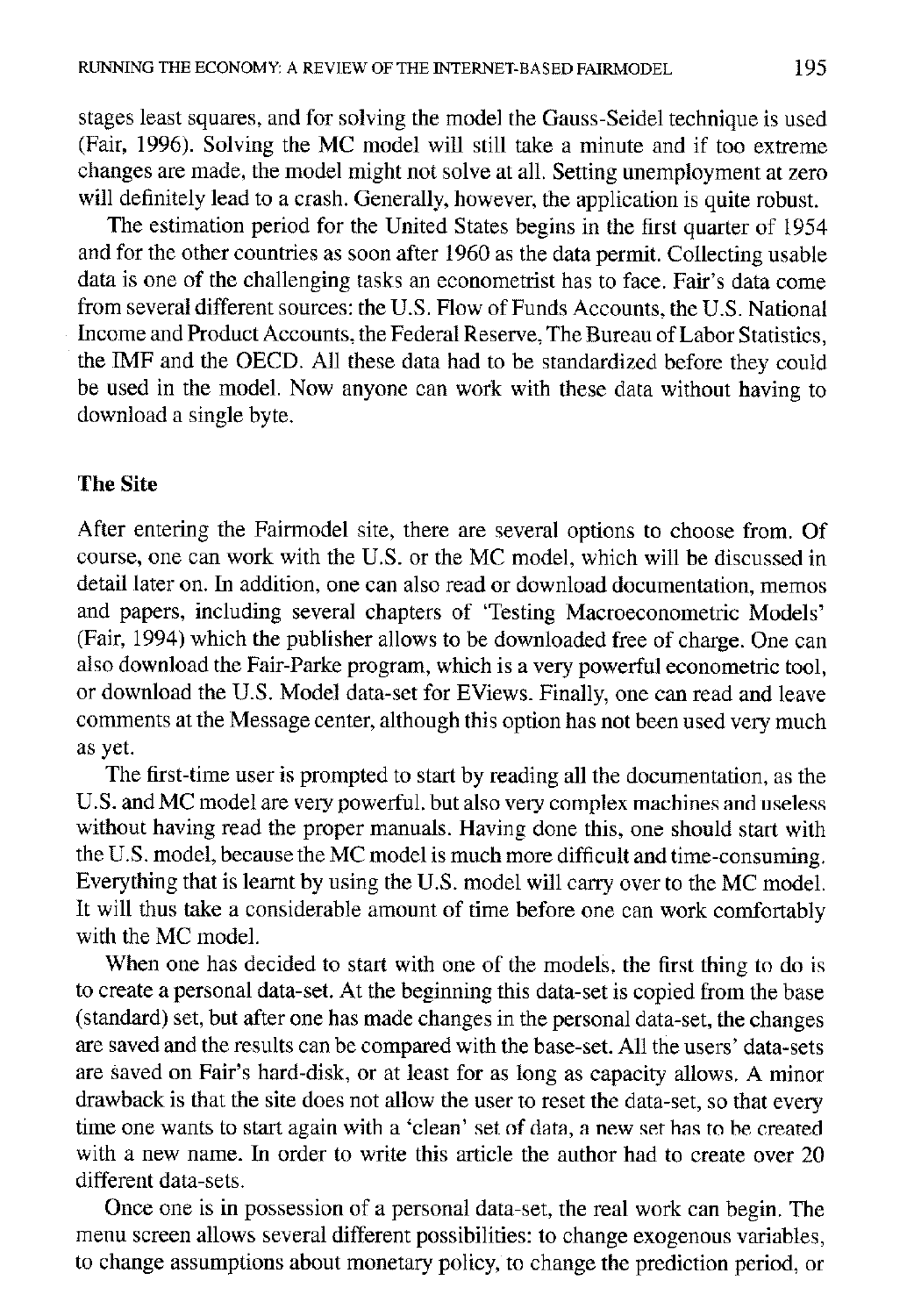stages least squares, and for solving the model the Gauss-Seidel technique is used (Fair, 1996). Solving the MC model will still take a minute and if too extreme changes are made, the model might not solve at all. Setting unemployment at zero will definitely lead to a crash. Generally, however, the application is quite robust.

The estimation period for the United States begins in the first quarter of 1954 and for the other countries as soon after 1960 as the data permit. Collecting usable data is one of the challenging tasks an econometrist has to face. Fair's data come from several different sources: the U.S. Flow of Funds Accounts, the U.S. National Income and Product Accounts, the Federal Reserve, The Bureau of Labor Statistics, the IMF and the OECD. All these data had to be standardized before they could be used in the model. Now anyone can work with these data without having to download a single byte.

## The Site

After entering the Fairmodel site, there are several options to choose from. Of course, one can work with the U.S. or the MC model, which will be discussed in detail later on. In addition, one can also read or download documentation, memos and papers, including several chapters of 'Testing Macroeconometric Models' (Fair, 1994) which the publisher allows to be downloaded free of charge. One can also download the Fair-Parke program, which is a very powerful econometric tool, or download the U.S. Model data-set for EViews. Finally, one can read and leave comments at the Message center, although this option has not been used very much as yet.

The first-time user is prompted to start by reading all the documentation, as the U.S. and MC model are very powerful, but also very complex machines and useless without having read the proper manuals. Having done this, one should start with the U.S. model, because the MC model is much more difficult and time-consuming. Everything that is learnt by using the U.S. model will carry over to the MC model. It will thus take a considerable amount of time before one can work comfortably with the MC model.

When one has decided to start with one of the models, the first thing to do is to create a personal data-set. At the beginning this data-set is copied from the base (standard) set, but after one has made changes in the personal data-set, the changes are saved and the results can be compared with the base-set. All the users' data-sets are saved on Fair's hard-disk, or at least for as long as capacity allows. A minor drawback is that the site does not allow the user to reset the data-set, so that every time one wants to start again with a 'clean' set of data, a new set has to be created with a new name. In order to write this article the author had to create over 20 different data-sets.

Once one is in possession of a personal data-set, the real work can begin. The menu screen allows several different possibilities: to change exogenous variables, to change assumptions about monetary policy, to change the prediction period, or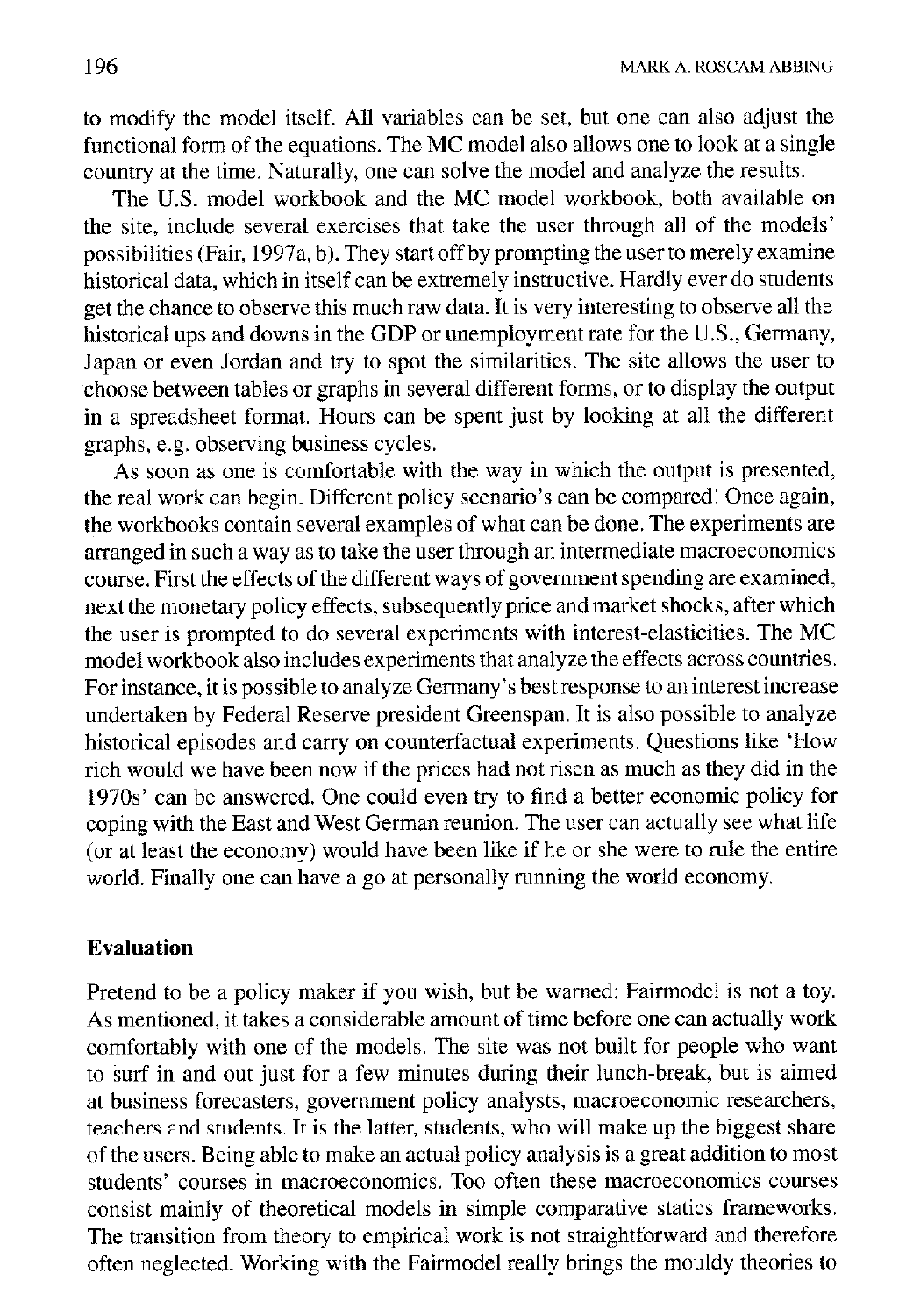to modify the model itself. All variables can be set, but one can also adjust the functional form of the equations. The MC model also allows one to look at a single country at the time. Naturally, one can solve the model and analyze the results.

The U.S. model workbook and the MC model workbook, both available on the site, include several exercises that take the user through all of the models' possibilities (Fair, 1997a, b). They start off by prompting the user to merely examine historical data, which in itself can be extremely instructive. Hardly ever do students get the chance to observe this much raw data. It is very interesting to observe all the historical ups and downs in the GDP or unemployment rate for the U.S., Germany, Japan or even Jordan and try to spot the similarities. The site allows the user to choose between tables or graphs in several different forms, or to display the output in a spreadsheet format. Hours can be spent just by looking at all the different graphs, e.g. observing business cycles.

As soon as one is comfortable with the way in which the output is presented, the real work can begin. Different policy scenario's can be compared! Once again, the workbooks contain several examples of what can be done. The experiments are arranged in such a way as to take the user through an intermediate macroeconomics course. First the effects of the different ways of government spending are examined, next the monetary policy effects, subsequently price and market shocks, after which the user is prompted to do several experiments with interest-elasticities. The MC model workbook also includes experiments that analyze the effects across countries. For instance, it is possible to analyze Germany's best response to an interest increase undertaken by Federal Reserve president Greenspan. It is also possible to analyze historical episodes and carry on counterfactual experiments. Questions like 'How rich would we have been now if the prices had not risen as much as they did in the 1970s' can be answered. One could even try to find a better economic policy for coping with the East and West German reunion. The user can actually see what life (or at least the economy) would have been like if he or she were to rule the entire world. Finally one can have a go at personally running the world economy.

## Evaluation

Pretend to be a policy maker if you wish, but be warned: Fairmodel is not a toy. As mentioned, it takes a considerable amount of time before one can actually work comfortably with one of the models. The site was not built for people who want to surf in and out just for a few minutes during their lunch-break, but is aimed at business forecasters, government policy analysts, macroeconomic researchers, teachers and students. It is the latter, students, who will make up the biggest share of the users. Being able to make an actual policy analysis is a great addition to most students' courses in macroeconomics. Too often these macroeconomics courses consist mainly of theoretical models in simple comparative statics frameworks. The transition from theory to empirical work is not straightforward and therefore often neglected. Working with the Fairmodel really brings the mouldy theories to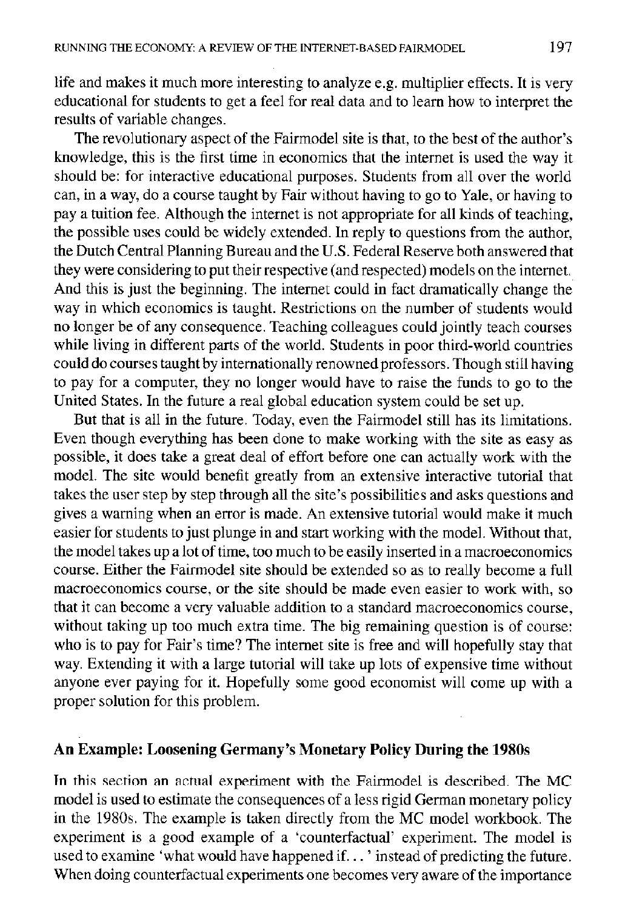life and makes it much more interesting to analyze e.g. multiplier effects. It is very educational for students to get a feel for real data and to learn how to interpret the results of variable changes.

The revolutionary aspect of the Fairmodel site is that, to the best of the author's knowledge, this is the first time in economics that the internet is used the way it should be: for interactive educational purposes. Students from all over the world can, in a way, do a course taught by Fair without having to go to Yale, or having to pay a tuition fee. Although the internet is not appropriate for all kinds of teaching, the possible uses could be widely extended. In reply to questions from the author, the Dutch Central Planning Bureau and the U.S. Federal Reserve both answered that they were considering to put their respective (and respected) models on the internet. And this is just the beginning. The internet could in fact dramatically change the way in which economics is taught. Restrictions on the number of students would no longer be of any consequence. Teaching colleagues could jointly teach courses while living in different parts of the world. Students in poor third-world countries could do courses taught by internationally renowned professors. Though still having to pay for a computer, they no longer would have to raise the funds to go to the United States. In the future a real global education system could be set up.

But that is all in the future. Today, even the Fairmodel still has its limitations. Even though everything has been done to make working with the site as easy as possible, it does take a great deal of effort before one can actually work with the model. The site would benefit greatly from an extensive interactive tutorial that takes the user step by step through all the site's possibilities and asks questions and gives a warning when an error is made. An extensive tutorial would make it much easier for students to just plunge in and start working with the model. Without that, the model takes up a lot of time, too much to be easily inserted in a macroeconomics course. Either the Fairmodel site should be extended so as to really become a full macroeconomics course, or the site should be made even easier to work with, so that it can become a very valuable addition to a standard macroeconomics course, without taking up too much extra time. The big remaining question is of course: who is to pay for Fair's time? The internet site is free and will hopefully stay that way. Extending it with a large tutorial will take up lots of expensive time without anyone ever paying for it. Hopefully some good economist will come up with a proper solution for this problem.

## An Example: Loosening Germany's Monetary Policy During the 1980s

In this section an actual experiment with the Fairmodel is described. The MC model is used to estimate the consequences of a less rigid German monetary policy in the 1980s. The example is taken directly from the MC model workbook. The experiment is a good example of a 'counterfactual' experiment. The model is used to examine 'what would have happened if...' instead of predicting the future. When doing counterfactual experiments one becomes very aware of the importance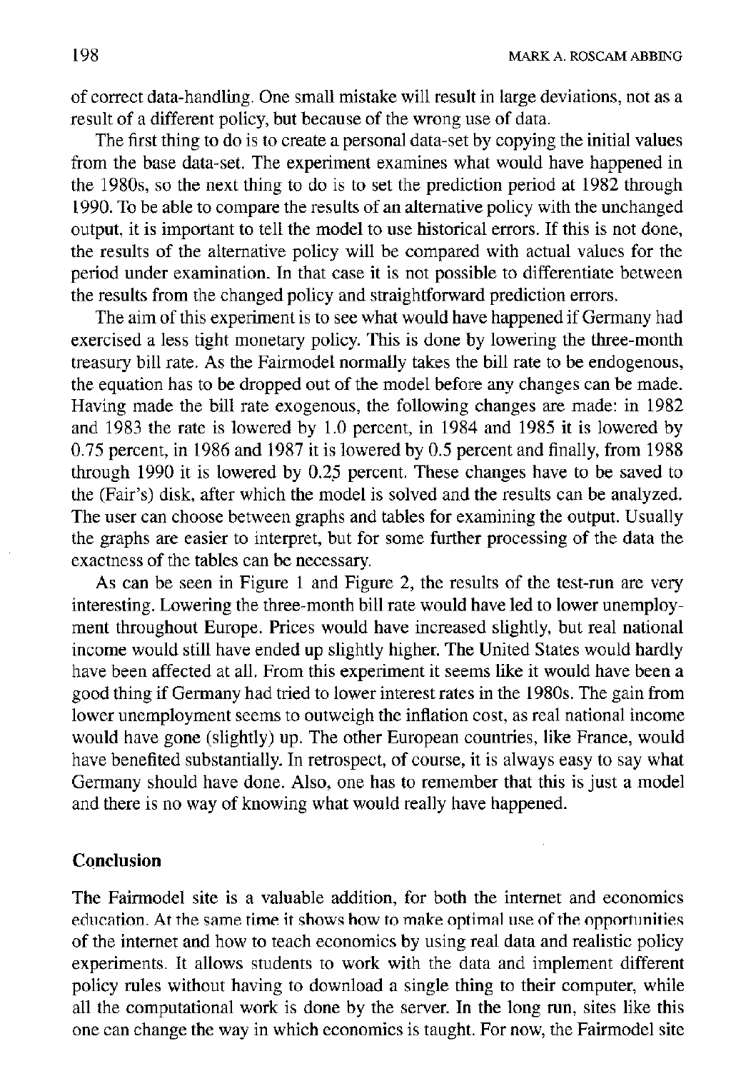of correct data-handling. One small mistake will result in large deviations, not as a result of a different policy, but because of the wrong use of data.

The first thing to do is to create a personal data-set by copying the initial values from the base data-set. The experiment examines what would have happened in the 1980s, so the next thing to do is to set the prediction period at 1982 through 1990. To be able to compare the results of an alternative policy with the unchanged output, it is important to tell the model to use historical errors. If this is not done, the results of the alternative policy will be compared with actual values for the period under examination. In that case it is not possible to differentiate between the results from the changed policy and straightforward prediction errors.

The aim of this experiment is to see what would have happened if Germany had exercised a less tight monetary policy. This is done by lowering the three-month treasury bill rate. As the Fairmodel normally takes the bill rate to be endogenous, the equation has to be dropped out of the model before any changes can be made. Having made the bill rate exogenous, the following changes are made: in 1982 and 1983 the rate is lowered by 1.0 percent, in 1984 and 1985 it is lowered by 0.75 percent, in 1986 and 1987 it is lowered by 0.5 percent and finally, from 1988 through 1990 it is lowered by 0.25 percent. These changes have to be saved to the (Fair's) disk, after which the model is solved and the results can be analyzed. The user can choose between graphs and tables for examining the output. Usually the graphs are easier to interpret, but for some further processing of the data the exactness of the tables can be necessary.

As can be seen in Figure 1 and Figure 2, the results of the test-run are very interesting. Lowering the three-month bill rate would have led to lower unemployment throughout Europe. Prices would have increased slightly, but real national income would still have ended up slightly higher. The United States would hardly have been affected at all. From this experiment it seems like it would have been a good thing if Germany had tried to lower interest rates in the 1980s. The gain from lower unemployment seems to outweigh the inflation cost, as real national income would have gone (slightly) up. The other European countries, like France, would have benefited substantially. In retrospect, of course, it is always easy to say what Germany should have done. Also, one has to remember that this is just a model and there is no way of knowing what would really have happened.

## Conclusion

The Fairmodel site is a valuable addition, for both the internet and economics education. At the same time it shows how to make optimal use of the opportunities of the internet and how to teach economics by using real data and realistic policy experiments. It allows students to work with the data and implement different policy rules without having to download a single thing to their computer, while all the computational work is done by the server. In the long run, sites like this one can change the way in which economics is taught. For now, the Fairmodel site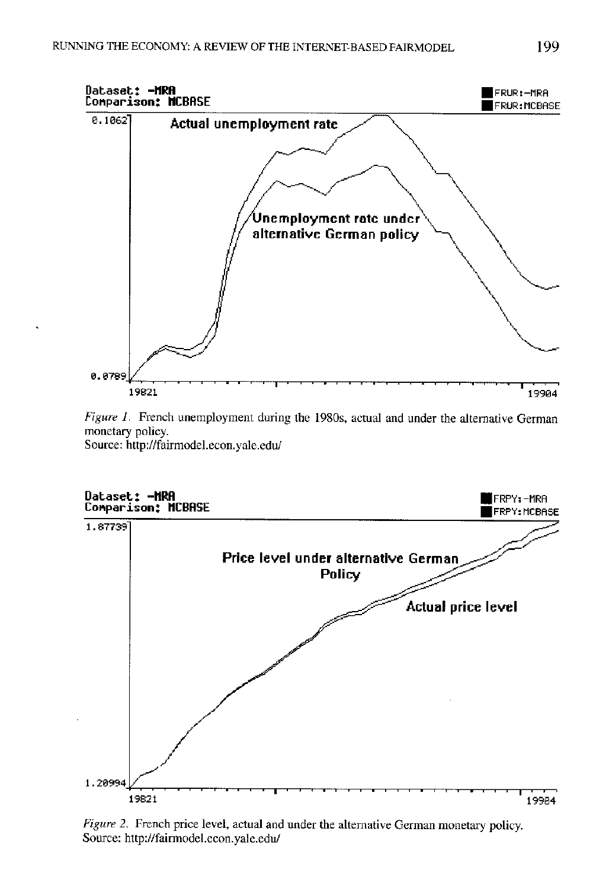*Figure 1.* French unemployment during the 1980s, actual and under the alternative German monetary policy.
Source: http://fairmodel.econ.yale.edu/

*Figure 2.* French price level, actual and under the alternative German monetary policy.
Source: http://fairmodel.econ.yale.edu/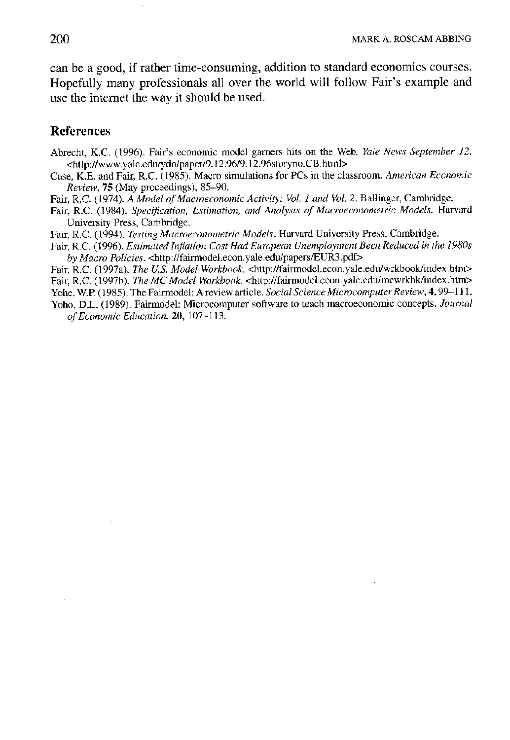can be a good, if rather time-consuming, addition to standard economics courses. Hopefully many professionals all over the world will follow Fair's example and use the internet the way it should be used.

## References

Abrecht, K.C. (1996). Fair's economic model garners hits on the Web. *Yale News September 12.* <http://www.yale.edu/ydn/paper/9.12.96/9.12.96storyno.CB.html>

Case, K.E. and Fair, R.C. (1985). Macro simulations for PCs in the classroom. *American Economic Review*, **75** (May proceedings), 85–90.

Fair, R.C. (1974). *A Model of Macroeconomic Activity: Vol. 1 and Vol. 2.* Ballinger, Cambridge.

Fair, R.C. (1984). *Specification, Estimation, and Analysis of Macroeconometric Models.* Harvard University Press, Cambridge.

Fair, R.C. (1994). *Testing Macroeconometric Models.* Harvard University Press, Cambridge.

Fair, R.C. (1996). *Estimated Inflation Cost Had European Unemployment Been Reduced in the 1980s by Macro Policies.* <http://fairmodel.econ.yale.edu/papers/EUR3.pdf>

Fair, R.C. (1997a). *The U.S. Model Workbook.* <http://fairmodel.econ.yale.edu/wrkbook/index.htm>

Fair, R.C. (1997b). *The MC Model Workbook.* <http://fairmodel.econ.yale.edu/mcwrkbk/index.htm>

Yohe, W.P. (1985). The Fairmodel: A review article. *Social Science Microcomputer Review*, **4**, 99–111.

Yoho, D.L. (1989). Fairmodel: Microcomputer software to teach macroeconomic concepts. *Journal of Economic Education*, **20**, 107–113.